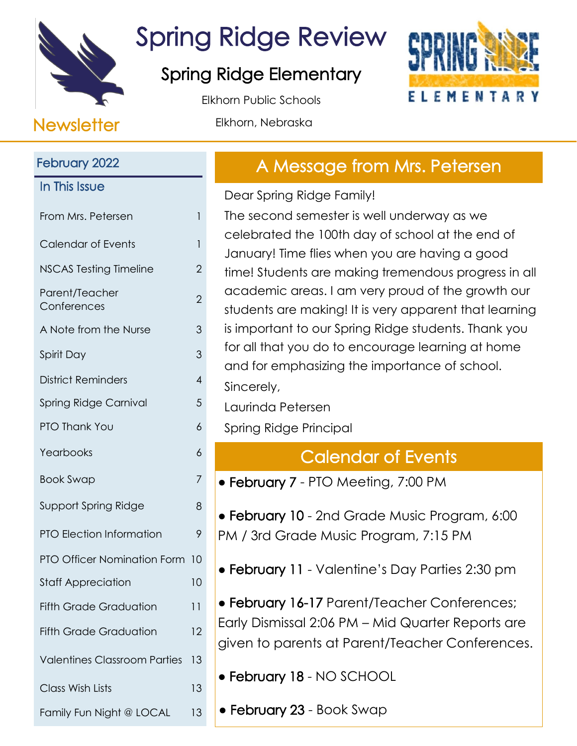# Spring Ridge Review

## Spring Ridge Elementary

Elkhorn Public Schools

Elkhorn, Nebraska

Newsletter

## February 2022

### In This Issue

| | |
|---|---|
| From Mrs. Petersen | 1 |
| Calendar of Events | 1 |
| NSCAS Testing Timeline | 2 |
| Parent/Teacher Conferences | 2 |
| A Note from the Nurse | 3 |
| Spirit Day | 3 |
| District Reminders | 4 |
| Spring Ridge Carnival | 5 |
| PTO Thank You | 6 |
| Yearbooks | 6 |
| Book Swap | 7 |
| Support Spring Ridge | 8 |
| PTO Election Information | 9 |
| PTO Officer Nomination Form | 10 |
| Staff Appreciation | 10 |
| Fifth Grade Graduation | 11 |
| Fifth Grade Graduation | 12 |
| Valentines Classroom Parties | 13 |
| Class Wish Lists | 13 |
| Family Fun Night @ LOCAL | 13 |

## A Message from Mrs. Petersen

Dear Spring Ridge Family!

The second semester is well underway as we celebrated the 100th day of school at the end of January! Time flies when you are having a good time! Students are making tremendous progress in all academic areas. I am very proud of the growth our students are making! It is very apparent that learning is important to our Spring Ridge students. Thank you for all that you do to encourage learning at home and for emphasizing the importance of school.

Sincerely,

Laurinda Petersen

Spring Ridge Principal

## Calendar of Events

- **February 7** - PTO Meeting, 7:00 PM
- **February 10** - 2nd Grade Music Program, 6:00 PM / 3rd Grade Music Program, 7:15 PM
- **February 11** - Valentine's Day Parties 2:30 pm
- **February 16-17** Parent/Teacher Conferences; Early Dismissal 2:06 PM – Mid Quarter Reports are given to parents at Parent/Teacher Conferences.
- **February 18** - NO SCHOOL
- **February 23** - Book Swap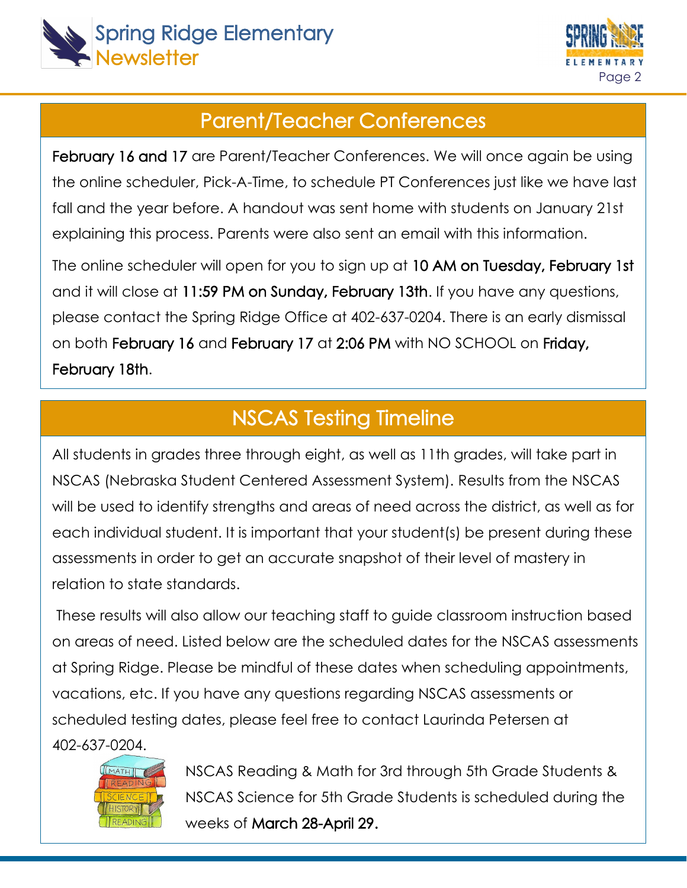## Parent/Teacher Conferences

**February 16 and 17** are Parent/Teacher Conferences. We will once again be using the online scheduler, Pick-A-Time, to schedule PT Conferences just like we have last fall and the year before. A handout was sent home with students on January 21st explaining this process. Parents were also sent an email with this information.

The online scheduler will open for you to sign up at **10 AM on Tuesday, February 1st** and it will close at **11:59 PM on Sunday, February 13th**. If you have any questions, please contact the Spring Ridge Office at 402-637-0204. There is an early dismissal on both **February 16** and **February 17** at **2:06 PM** with NO SCHOOL on **Friday, February 18th**.

## NSCAS Testing Timeline

All students in grades three through eight, as well as 11th grades, will take part in NSCAS (Nebraska Student Centered Assessment System). Results from the NSCAS will be used to identify strengths and areas of need across the district, as well as for each individual student. It is important that your student(s) be present during these assessments in order to get an accurate snapshot of their level of mastery in relation to state standards.

These results will also allow our teaching staff to guide classroom instruction based on areas of need. Listed below are the scheduled dates for the NSCAS assessments at Spring Ridge. Please be mindful of these dates when scheduling appointments, vacations, etc. If you have any questions regarding NSCAS assessments or scheduled testing dates, please feel free to contact Laurinda Petersen at 402-637-0204.

NSCAS Reading & Math for 3rd through 5th Grade Students & NSCAS Science for 5th Grade Students is scheduled during the weeks of **March 28-April 29.**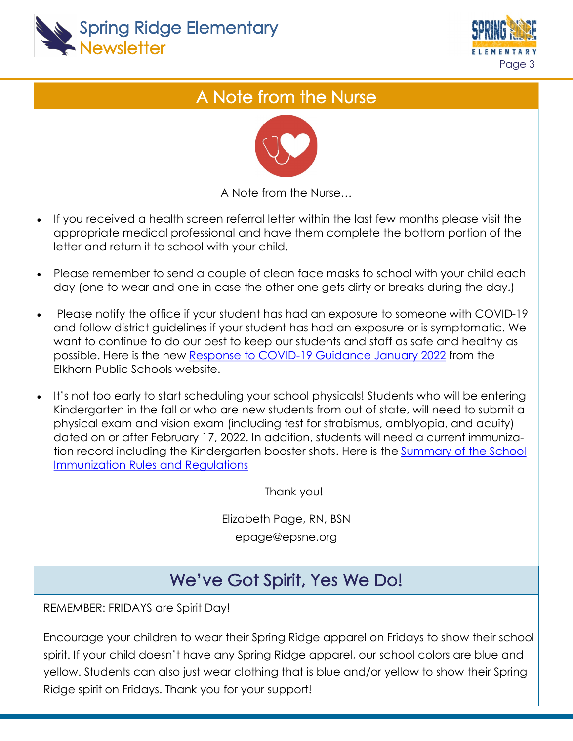## A Note from the Nurse

A Note from the Nurse…

- If you received a health screen referral letter within the last few months please visit the appropriate medical professional and have them complete the bottom portion of the letter and return it to school with your child.

- Please remember to send a couple of clean face masks to school with your child each day (one to wear and one in case the other one gets dirty or breaks during the day.)

- Please notify the office if your student has had an exposure to someone with COVID-19 and follow district guidelines if your student has had an exposure or is symptomatic. We want to continue to do our best to keep our students and staff as safe and healthy as possible. Here is the new Response to COVID-19 Guidance January 2022 from the Elkhorn Public Schools website.

- It's not too early to start scheduling your school physicals! Students who will be entering Kindergarten in the fall or who are new students from out of state, will need to submit a physical exam and vision exam (including test for strabismus, amblyopia, and acuity) dated on or after February 17, 2022. In addition, students will need a current immunization record including the Kindergarten booster shots. Here is the Summary of the School Immunization Rules and Regulations

Thank you!

Elizabeth Page, RN, BSN

epage@epsne.org

## We've Got Spirit, Yes We Do!

REMEMBER: FRIDAYS are Spirit Day!

Encourage your children to wear their Spring Ridge apparel on Fridays to show their school spirit. If your child doesn't have any Spring Ridge apparel, our school colors are blue and yellow. Students can also just wear clothing that is blue and/or yellow to show their Spring Ridge spirit on Fridays. Thank you for your support!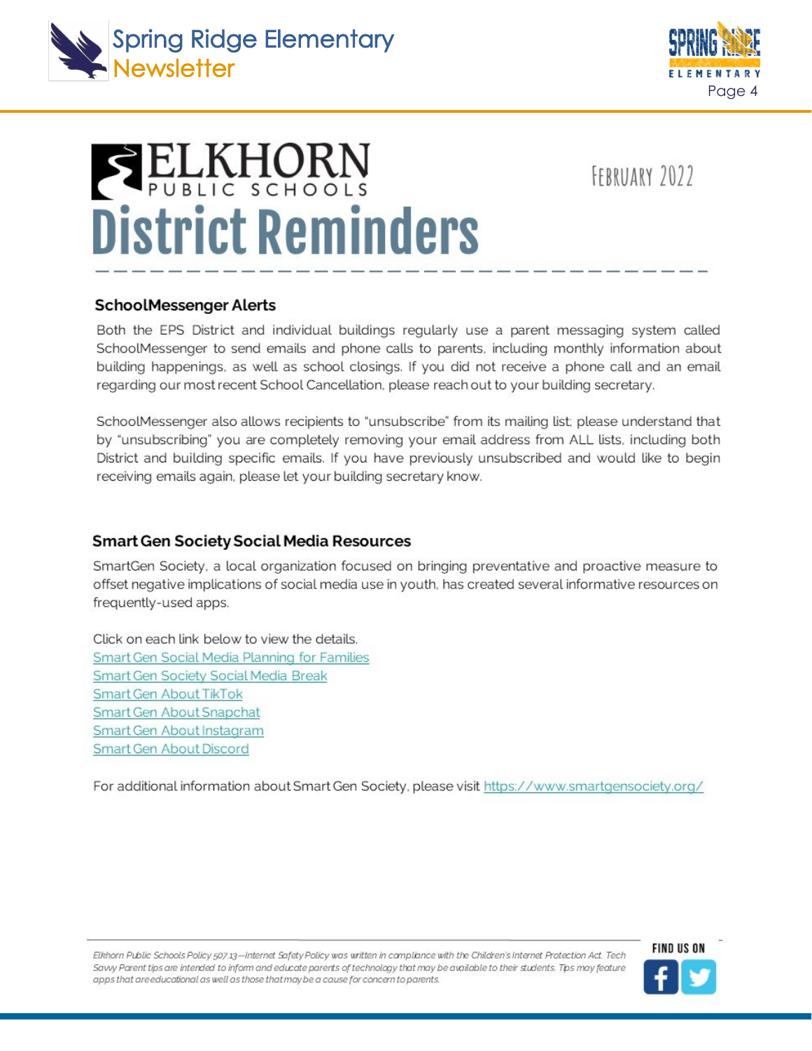# ELKHORN PUBLIC SCHOOLS

# District Reminders

FEBRUARY 2022

### SchoolMessenger Alerts

Both the EPS District and individual buildings regularly use a parent messaging system called SchoolMessenger to send emails and phone calls to parents, including monthly information about building happenings, as well as school closings. If you did not receive a phone call and an email regarding our most recent School Cancellation, please reach out to your building secretary.

SchoolMessenger also allows recipients to "unsubscribe" from its mailing list; please understand that by "unsubscribing" you are completely removing your email address from ALL lists, including both District and building specific emails. If you have previously unsubscribed and would like to begin receiving emails again, please let your building secretary know.

### Smart Gen Society Social Media Resources

SmartGen Society, a local organization focused on bringing preventative and proactive measure to offset negative implications of social media use in youth, has created several informative resources on frequently-used apps.

Click on each link below to view the details.

Smart Gen Social Media Planning for Families
Smart Gen Society Social Media Break
Smart Gen About TikTok
Smart Gen About Snapchat
Smart Gen About Instagram
Smart Gen About Discord

For additional information about Smart Gen Society, please visit https://www.smartgensociety.org/

*Elkhorn Public Schools Policy 507.13—Internet Safety Policy was written in compliance with the Children's Internet Protection Act. Tech Savvy Parent tips are intended to inform and educate parents of technology that may be available to their students. Tips may feature apps that are educational as well as those that may be a cause for concern to parents.*

FIND US ON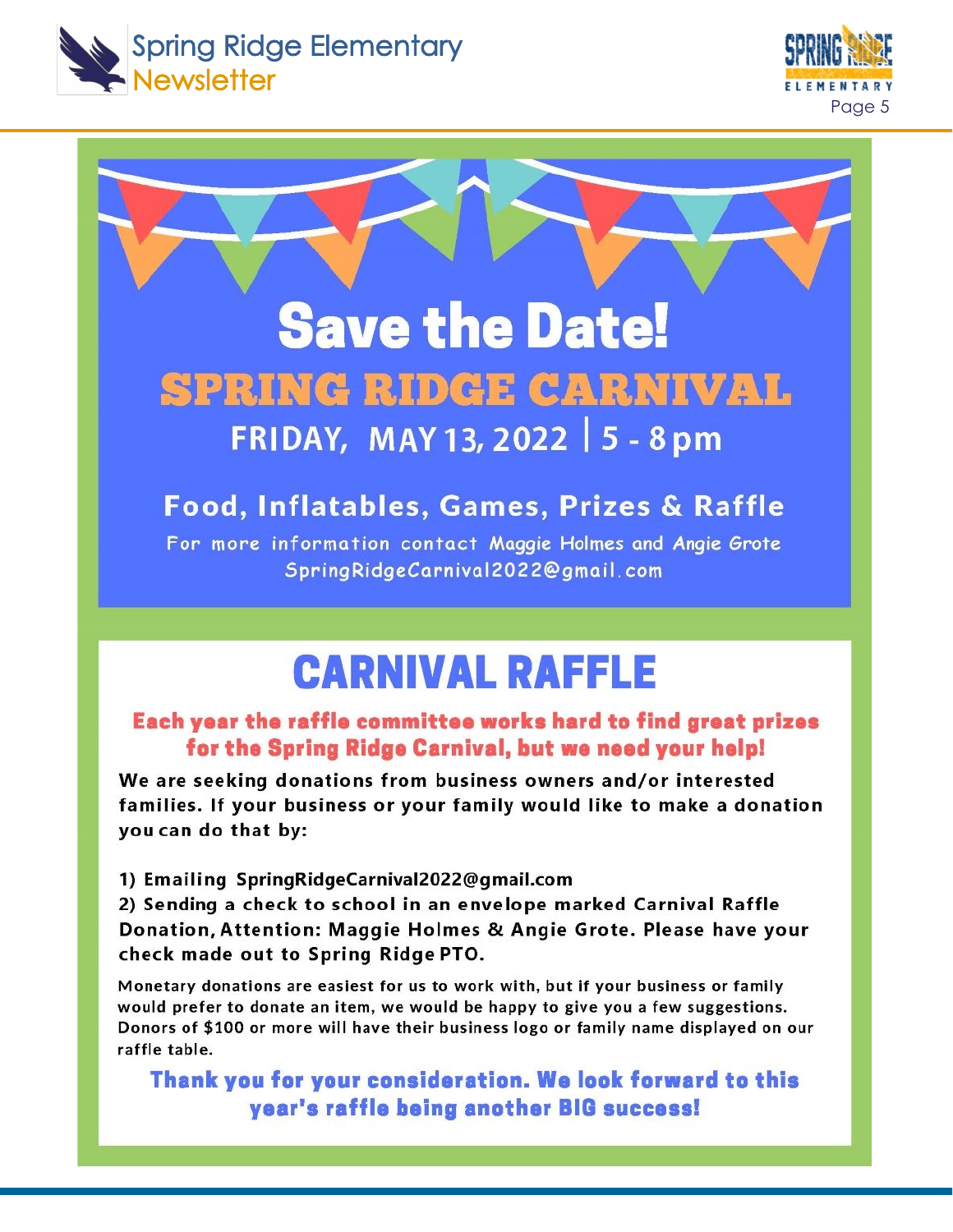# Save the Date!

## SPRING RIDGE CARNIVAL

**FRIDAY, MAY 13, 2022 | 5 - 8 pm**

**Food, Inflatables, Games, Prizes & Raffle**

For more information contact Maggie Holmes and Angie Grote
SpringRidgeCarnival2022@gmail.com

# CARNIVAL RAFFLE

**Each year the raffle committee works hard to find great prizes for the Spring Ridge Carnival, but we need your help!**

**We are seeking donations from business owners and/or interested families. If your business or your family would like to make a donation you can do that by:**

**1) Emailing SpringRidgeCarnival2022@gmail.com**
**2) Sending a check to school in an envelope marked Carnival Raffle Donation, Attention: Maggie Holmes & Angie Grote. Please have your check made out to Spring Ridge PTO.**

Monetary donations are easiest for us to work with, but if your business or family would prefer to donate an item, we would be happy to give you a few suggestions. Donors of $100 or more will have their business logo or family name displayed on our raffle table.

**Thank you for your consideration. We look forward to this year's raffle being another BIG success!**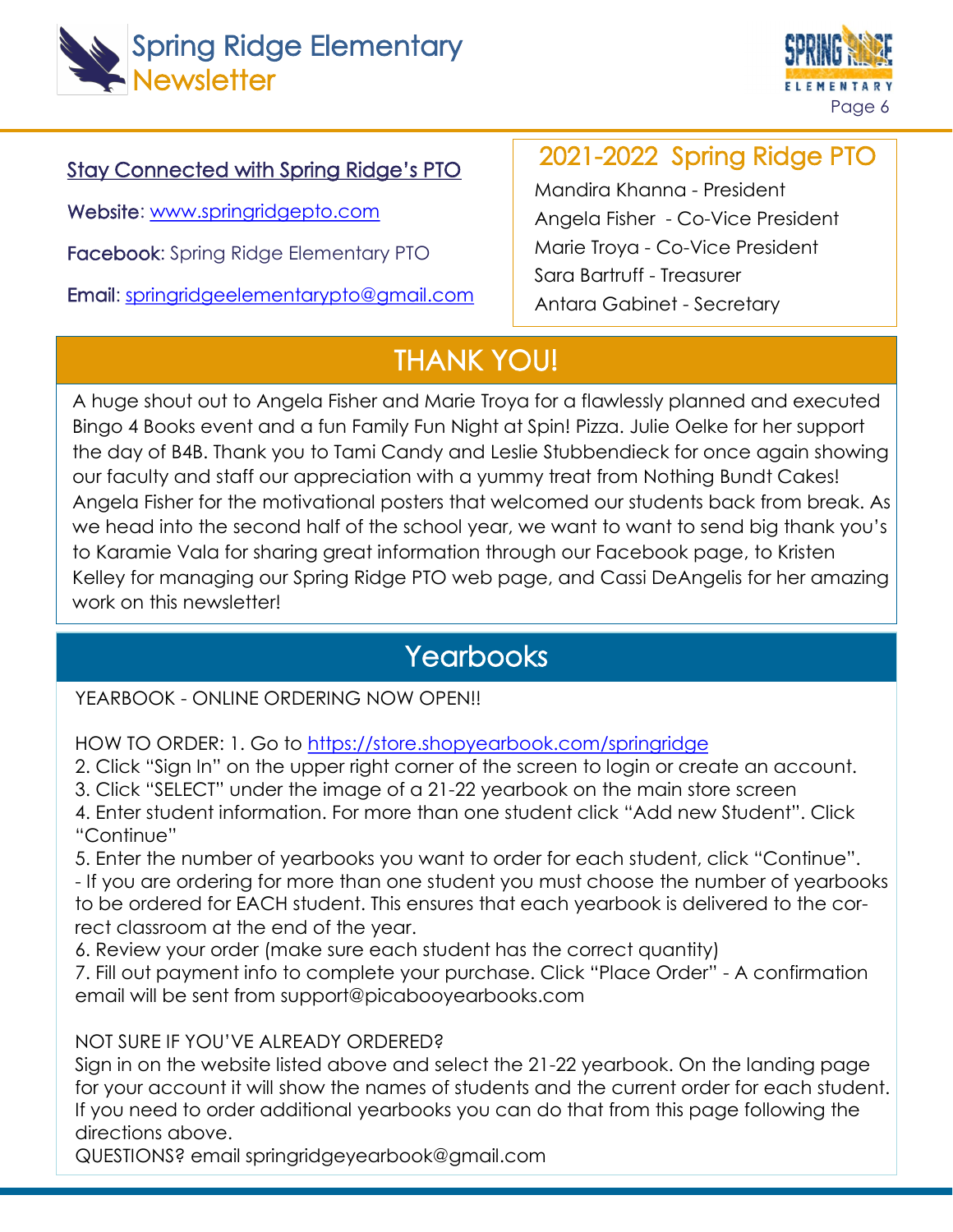## Stay Connected with Spring Ridge's PTO

**Website**: www.springridgepto.com

**Facebook**: Spring Ridge Elementary PTO

**Email**: springridgeelementarypto@gmail.com

## 2021-2022 Spring Ridge PTO

Mandira Khanna - President

Angela Fisher - Co-Vice President

Marie Troya - Co-Vice President

Sara Bartruff - Treasurer

Antara Gabinet - Secretary

## THANK YOU!

A huge shout out to Angela Fisher and Marie Troya for a flawlessly planned and executed Bingo 4 Books event and a fun Family Fun Night at Spin! Pizza. Julie Oelke for her support the day of B4B. Thank you to Tami Candy and Leslie Stubbendieck for once again showing our faculty and staff our appreciation with a yummy treat from Nothing Bundt Cakes! Angela Fisher for the motivational posters that welcomed our students back from break. As we head into the second half of the school year, we want to want to send big thank you's to Karamie Vala for sharing great information through our Facebook page, to Kristen Kelley for managing our Spring Ridge PTO web page, and Cassi DeAngelis for her amazing work on this newsletter!

## Yearbooks

YEARBOOK - ONLINE ORDERING NOW OPEN!!

HOW TO ORDER: 1. Go to https://store.shopyearbook.com/springridge

2. Click "Sign In" on the upper right corner of the screen to login or create an account.
3. Click "SELECT" under the image of a 21-22 yearbook on the main store screen
4. Enter student information. For more than one student click "Add new Student". Click "Continue"
5. Enter the number of yearbooks you want to order for each student, click "Continue".
- If you are ordering for more than one student you must choose the number of yearbooks to be ordered for EACH student. This ensures that each yearbook is delivered to the correct classroom at the end of the year.
6. Review your order (make sure each student has the correct quantity)
7. Fill out payment info to complete your purchase. Click "Place Order" - A confirmation email will be sent from support@picabooyearbooks.com

NOT SURE IF YOU'VE ALREADY ORDERED?
Sign in on the website listed above and select the 21-22 yearbook. On the landing page for your account it will show the names of students and the current order for each student. If you need to order additional yearbooks you can do that from this page following the directions above.
QUESTIONS? email springridgeyearbook@gmail.com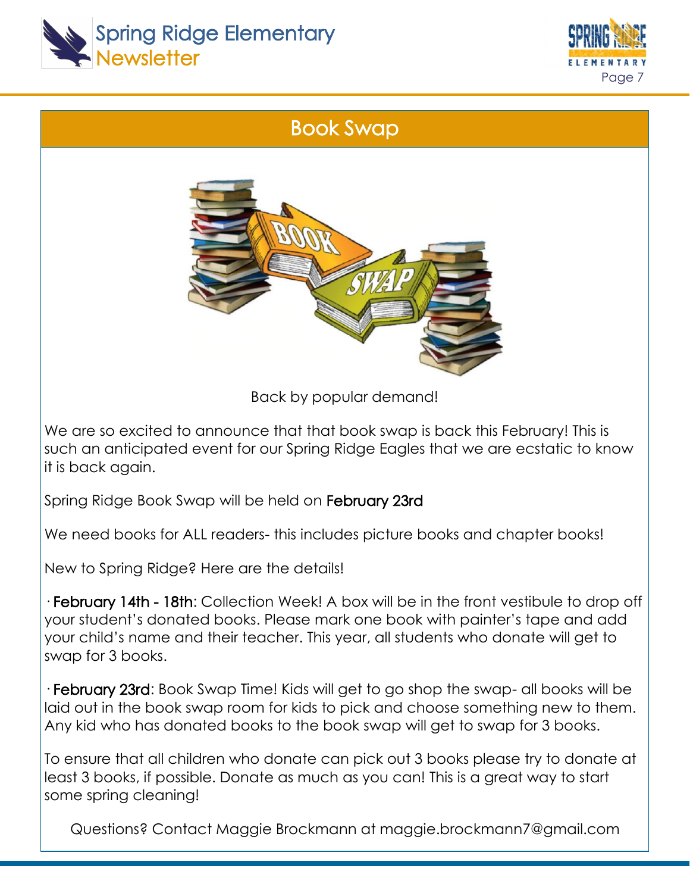# Book Swap

Back by popular demand!

We are so excited to announce that that book swap is back this February! This is such an anticipated event for our Spring Ridge Eagles that we are ecstatic to know it is back again.

Spring Ridge Book Swap will be held on **February 23rd**

We need books for ALL readers- this includes picture books and chapter books!

New to Spring Ridge? Here are the details!

· **February 14th - 18th**: Collection Week! A box will be in the front vestibule to drop off your student's donated books. Please mark one book with painter's tape and add your child's name and their teacher. This year, all students who donate will get to swap for 3 books.

· **February 23rd**: Book Swap Time! Kids will get to go shop the swap- all books will be laid out in the book swap room for kids to pick and choose something new to them. Any kid who has donated books to the book swap will get to swap for 3 books.

To ensure that all children who donate can pick out 3 books please try to donate at least 3 books, if possible. Donate as much as you can! This is a great way to start some spring cleaning!

Questions? Contact Maggie Brockmann at maggie.brockmann7@gmail.com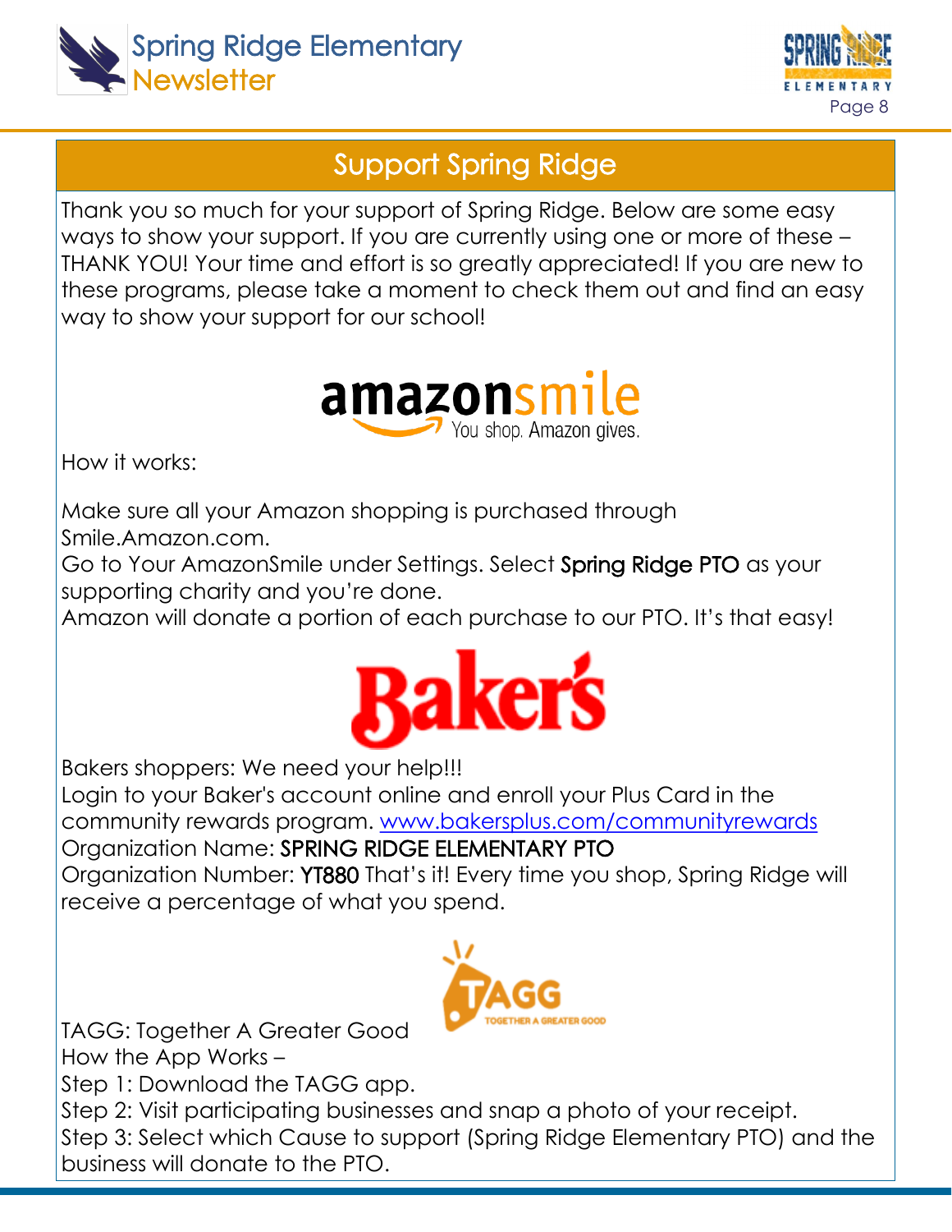## Support Spring Ridge

Thank you so much for your support of Spring Ridge. Below are some easy ways to show your support. If you are currently using one or more of these – THANK YOU! Your time and effort is so greatly appreciated! If you are new to these programs, please take a moment to check them out and find an easy way to show your support for our school!

How it works:

Make sure all your Amazon shopping is purchased through Smile.Amazon.com.
Go to Your AmazonSmile under Settings. Select **Spring Ridge PTO** as your supporting charity and you're done.
Amazon will donate a portion of each purchase to our PTO. It's that easy!

Bakers shoppers: We need your help!!!
Login to your Baker's account online and enroll your Plus Card in the community rewards program. www.bakersplus.com/communityrewards
Organization Name: **SPRING RIDGE ELEMENTARY PTO**
Organization Number: **YT880** That's it! Every time you shop, Spring Ridge will receive a percentage of what you spend.

TAGG: Together A Greater Good
How the App Works –
Step 1: Download the TAGG app.
Step 2: Visit participating businesses and snap a photo of your receipt.
Step 3: Select which Cause to support (Spring Ridge Elementary PTO) and the business will donate to the PTO.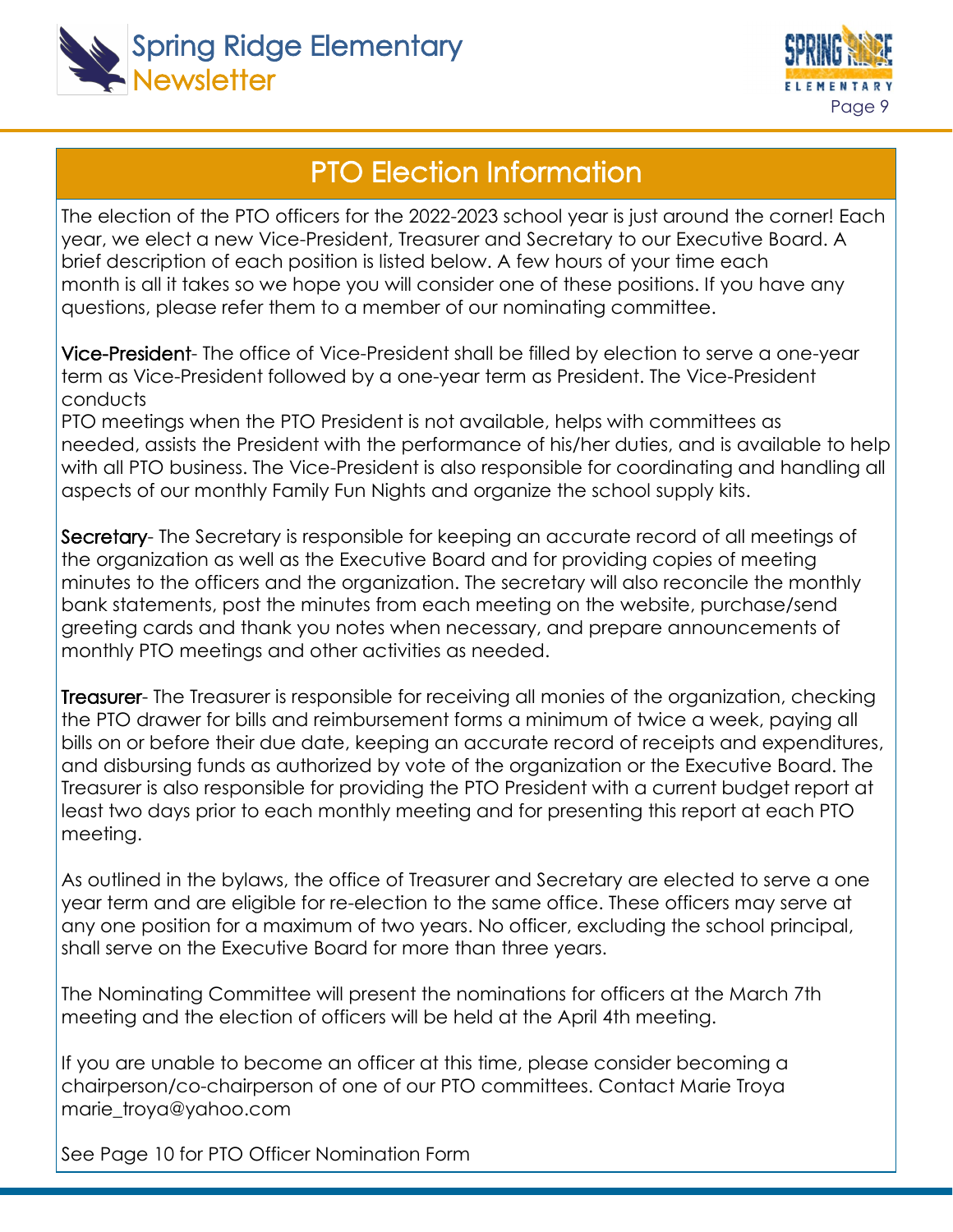## PTO Election Information

The election of the PTO officers for the 2022-2023 school year is just around the corner! Each year, we elect a new Vice-President, Treasurer and Secretary to our Executive Board. A brief description of each position is listed below. A few hours of your time each month is all it takes so we hope you will consider one of these positions. If you have any questions, please refer them to a member of our nominating committee.

**Vice-President**- The office of Vice-President shall be filled by election to serve a one-year term as Vice-President followed by a one-year term as President. The Vice-President conducts PTO meetings when the PTO President is not available, helps with committees as needed, assists the President with the performance of his/her duties, and is available to help with all PTO business. The Vice-President is also responsible for coordinating and handling all aspects of our monthly Family Fun Nights and organize the school supply kits.

**Secretary**- The Secretary is responsible for keeping an accurate record of all meetings of the organization as well as the Executive Board and for providing copies of meeting minutes to the officers and the organization. The secretary will also reconcile the monthly bank statements, post the minutes from each meeting on the website, purchase/send greeting cards and thank you notes when necessary, and prepare announcements of monthly PTO meetings and other activities as needed.

**Treasurer**- The Treasurer is responsible for receiving all monies of the organization, checking the PTO drawer for bills and reimbursement forms a minimum of twice a week, paying all bills on or before their due date, keeping an accurate record of receipts and expenditures, and disbursing funds as authorized by vote of the organization or the Executive Board. The Treasurer is also responsible for providing the PTO President with a current budget report at least two days prior to each monthly meeting and for presenting this report at each PTO meeting.

As outlined in the bylaws, the office of Treasurer and Secretary are elected to serve a one year term and are eligible for re-election to the same office. These officers may serve at any one position for a maximum of two years. No officer, excluding the school principal, shall serve on the Executive Board for more than three years.

The Nominating Committee will present the nominations for officers at the March 7th meeting and the election of officers will be held at the April 4th meeting.

If you are unable to become an officer at this time, please consider becoming a chairperson/co-chairperson of one of our PTO committees. Contact Marie Troya marie_troya@yahoo.com

See Page 10 for PTO Officer Nomination Form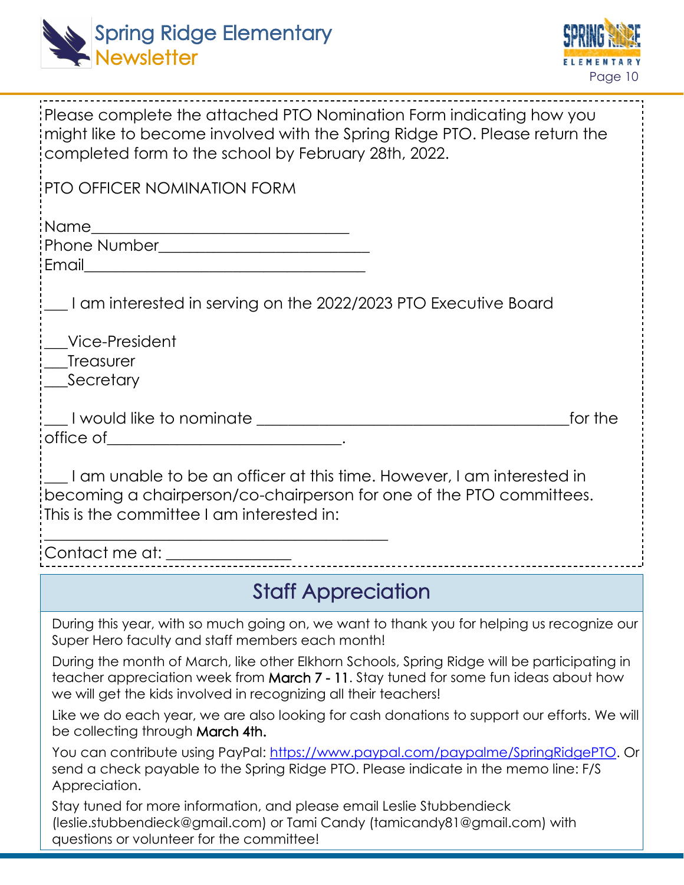Please complete the attached PTO Nomination Form indicating how you might like to become involved with the Spring Ridge PTO. Please return the completed form to the school by February 28th, 2022.

PTO OFFICER NOMINATION FORM

Name_______________________________

Phone Number_________________________

Email__________________________________

___ I am interested in serving on the 2022/2023 PTO Executive Board

___Vice-President

___Treasurer

___Secretary

___ I would like to nominate ______________________________________for the office of_____________________________.

___ I am unable to be an officer at this time. However, I am interested in becoming a chairperson/co-chairperson for one of the PTO committees. This is the committee I am interested in:

__________________________________________

Contact me at: _______________

## Staff Appreciation

During this year, with so much going on, we want to thank you for helping us recognize our Super Hero faculty and staff members each month!

During the month of March, like other Elkhorn Schools, Spring Ridge will be participating in teacher appreciation week from March 7 - 11. Stay tuned for some fun ideas about how we will get the kids involved in recognizing all their teachers!

Like we do each year, we are also looking for cash donations to support our efforts. We will be collecting through March 4th.

You can contribute using PayPal: https://www.paypal.com/paypalme/SpringRidgePTO. Or send a check payable to the Spring Ridge PTO. Please indicate in the memo line: F/S Appreciation.

Stay tuned for more information, and please email Leslie Stubbendieck (leslie.stubbendieck@gmail.com) or Tami Candy (tamicandy81@gmail.com) with questions or volunteer for the committee!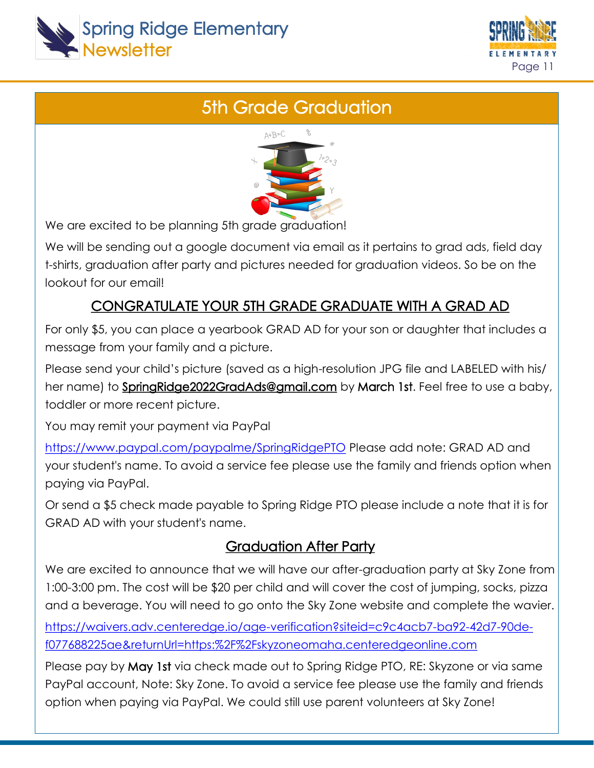## 5th Grade Graduation

We are excited to be planning 5th grade graduation!

We will be sending out a google document via email as it pertains to grad ads, field day t-shirts, graduation after party and pictures needed for graduation videos. So be on the lookout for our email!

### CONGRATULATE YOUR 5TH GRADE GRADUATE WITH A GRAD AD

For only $5, you can place a yearbook GRAD AD for your son or daughter that includes a message from your family and a picture.

Please send your child's picture (saved as a high-resolution JPG file and LABELED with his/her name) to SpringRidge2022GradAds@gmail.com by **March 1st**. Feel free to use a baby, toddler or more recent picture.

You may remit your payment via PayPal

https://www.paypal.com/paypalme/SpringRidgePTO Please add note: GRAD AD and your student's name. To avoid a service fee please use the family and friends option when paying via PayPal.

Or send a $5 check made payable to Spring Ridge PTO please include a note that it is for GRAD AD with your student's name.

### Graduation After Party

We are excited to announce that we will have our after-graduation party at Sky Zone from 1:00-3:00 pm. The cost will be $20 per child and will cover the cost of jumping, socks, pizza and a beverage. You will need to go onto the Sky Zone website and complete the wavier.

https://waivers.adv.centeredge.io/age-verification?siteid=c9c4acb7-ba92-42d7-90de-f077688225ae&returnUrl=https:%2F%2Fskyzoneomaha.centeredgeonline.com

Please pay by **May 1st** via check made out to Spring Ridge PTO, RE: Skyzone or via same PayPal account, Note: Sky Zone. To avoid a service fee please use the family and friends option when paying via PayPal. We could still use parent volunteers at Sky Zone!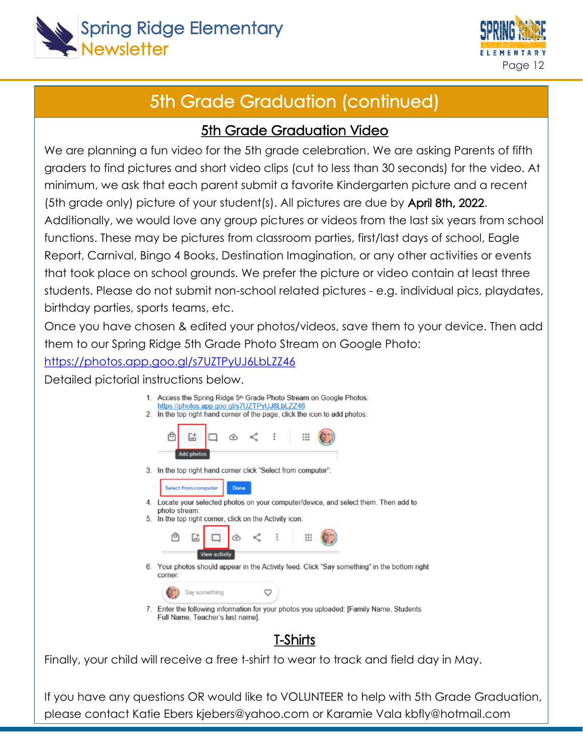# 5th Grade Graduation (continued)

## 5th Grade Graduation Video

We are planning a fun video for the 5th grade celebration. We are asking Parents of fifth graders to find pictures and short video clips (cut to less than 30 seconds) for the video. At minimum, we ask that each parent submit a favorite Kindergarten picture and a recent (5th grade only) picture of your student(s). All pictures are due by **April 8th, 2022**.

Additionally, we would love any group pictures or videos from the last six years from school functions. These may be pictures from classroom parties, first/last days of school, Eagle Report, Carnival, Bingo 4 Books, Destination Imagination, or any other activities or events that took place on school grounds. We prefer the picture or video contain at least three students. Please do not submit non-school related pictures - e.g. individual pics, playdates, birthday parties, sports teams, etc.

Once you have chosen & edited your photos/videos, save them to your device. Then add them to our Spring Ridge 5th Grade Photo Stream on Google Photo:

https://photos.app.goo.gl/s7UZTPyUJ6LbLZZ46

Detailed pictorial instructions below.

1. Access the Spring Ridge 5th Grade Photo Stream on Google Photos: https://photos.app.goo.gl/s7UZTPyUJ6LbLZZ46
2. In the top right hand corner of the page, click the icon to add photos:

   Add photos

3. In the top right hand corner click "Select from computer":

   Select from computer | Done

4. Locate your selected photos on your computer/device, and select them. Then add to photo stream.
5. In the top right corner, click on the Activity icon:

   View activity

6. Your photos should appear in the Activity feed. Click "Say something" in the bottom right corner:

   Say something

7. Enter the following information for your photos you uploaded: [Family Name, Students Full Name, Teacher's last name].

## T-Shirts

Finally, your child will receive a free t-shirt to wear to track and field day in May.

If you have any questions OR would like to VOLUNTEER to help with 5th Grade Graduation, please contact Katie Ebers kjebers@yahoo.com or Karamie Vala kbfly@hotmail.com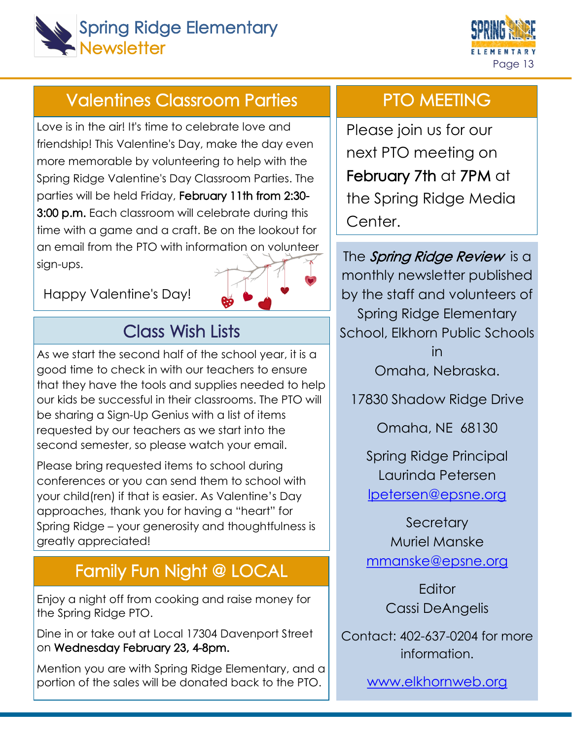# Spring Ridge Elementary Newsletter

## Valentines Classroom Parties

Love is in the air! It's time to celebrate love and friendship! This Valentine's Day, make the day even more memorable by volunteering to help with the Spring Ridge Valentine's Day Classroom Parties. The parties will be held Friday, **February 11th from 2:30-3:00 p.m.** Each classroom will celebrate during this time with a game and a craft. Be on the lookout for an email from the PTO with information on volunteer sign-ups.

Happy Valentine's Day!

## Class Wish Lists

As we start the second half of the school year, it is a good time to check in with our teachers to ensure that they have the tools and supplies needed to help our kids be successful in their classrooms. The PTO will be sharing a Sign-Up Genius with a list of items requested by our teachers as we start into the second semester, so please watch your email.

Please bring requested items to school during conferences or you can send them to school with your child(ren) if that is easier. As Valentine's Day approaches, thank you for having a "heart" for Spring Ridge – your generosity and thoughtfulness is greatly appreciated!

## Family Fun Night @ LOCAL

Enjoy a night off from cooking and raise money for the Spring Ridge PTO.

Dine in or take out at Local 17304 Davenport Street on **Wednesday February 23, 4-8pm.**

Mention you are with Spring Ridge Elementary, and a portion of the sales will be donated back to the PTO.

## PTO MEETING

Please join us for our next PTO meeting on **February 7th** at **7PM** at the Spring Ridge Media Center.

The *Spring Ridge Review* is a monthly newsletter published by the staff and volunteers of Spring Ridge Elementary School, Elkhorn Public Schools in Omaha, Nebraska.

17830 Shadow Ridge Drive

Omaha, NE 68130

Spring Ridge Principal
Laurinda Petersen
lpetersen@epsne.org

Secretary
Muriel Manske
mmanske@epsne.org

Editor
Cassi DeAngelis

Contact: 402-637-0204 for more information.

www.elkhornweb.org